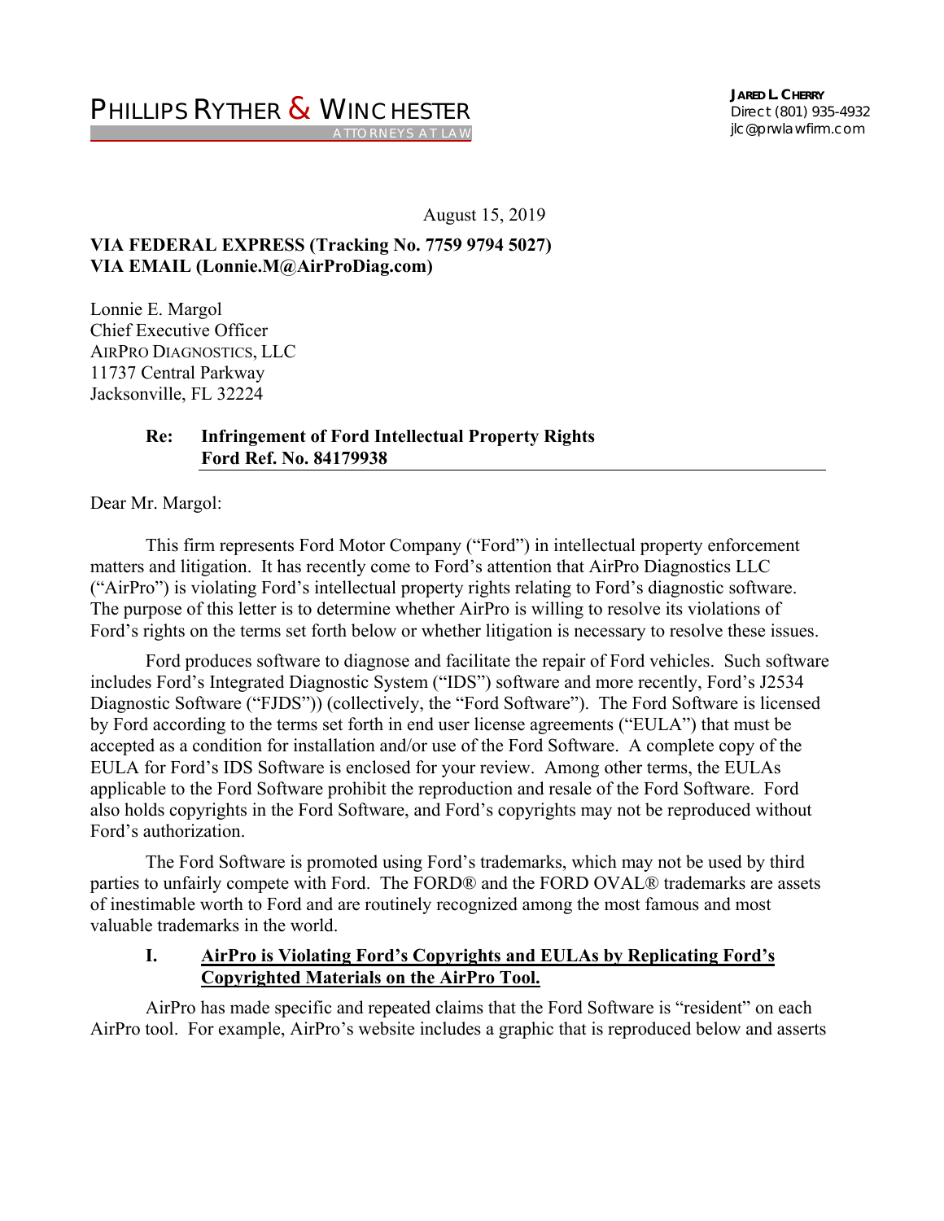PHILLIPS RYTHER & WINCHESTER
ATTORNEYS AT LAW

**JARED L. CHERRY**
Direct (801) 935-4932
jlc@prwlawfirm.com

August 15, 2019

**VIA FEDERAL EXPRESS (Tracking No. 7759 9794 5027)**
**VIA EMAIL (Lonnie.M@AirProDiag.com)**

Lonnie E. Margol
Chief Executive Officer
AIRPRO DIAGNOSTICS, LLC
11737 Central Parkway
Jacksonville, FL 32224

**Re: Infringement of Ford Intellectual Property Rights**
**Ford Ref. No. 84179938**

Dear Mr. Margol:

This firm represents Ford Motor Company ("Ford") in intellectual property enforcement matters and litigation. It has recently come to Ford's attention that AirPro Diagnostics LLC ("AirPro") is violating Ford's intellectual property rights relating to Ford's diagnostic software. The purpose of this letter is to determine whether AirPro is willing to resolve its violations of Ford's rights on the terms set forth below or whether litigation is necessary to resolve these issues.

Ford produces software to diagnose and facilitate the repair of Ford vehicles. Such software includes Ford's Integrated Diagnostic System ("IDS") software and more recently, Ford's J2534 Diagnostic Software ("FJDS")) (collectively, the "Ford Software"). The Ford Software is licensed by Ford according to the terms set forth in end user license agreements ("EULA") that must be accepted as a condition for installation and/or use of the Ford Software. A complete copy of the EULA for Ford's IDS Software is enclosed for your review. Among other terms, the EULAs applicable to the Ford Software prohibit the reproduction and resale of the Ford Software. Ford also holds copyrights in the Ford Software, and Ford's copyrights may not be reproduced without Ford's authorization.

The Ford Software is promoted using Ford's trademarks, which may not be used by third parties to unfairly compete with Ford. The FORD® and the FORD OVAL® trademarks are assets of inestimable worth to Ford and are routinely recognized among the most famous and most valuable trademarks in the world.

## I. <u>AirPro is Violating Ford's Copyrights and EULAs by Replicating Ford's Copyrighted Materials on the AirPro Tool.</u>

AirPro has made specific and repeated claims that the Ford Software is "resident" on each AirPro tool. For example, AirPro's website includes a graphic that is reproduced below and asserts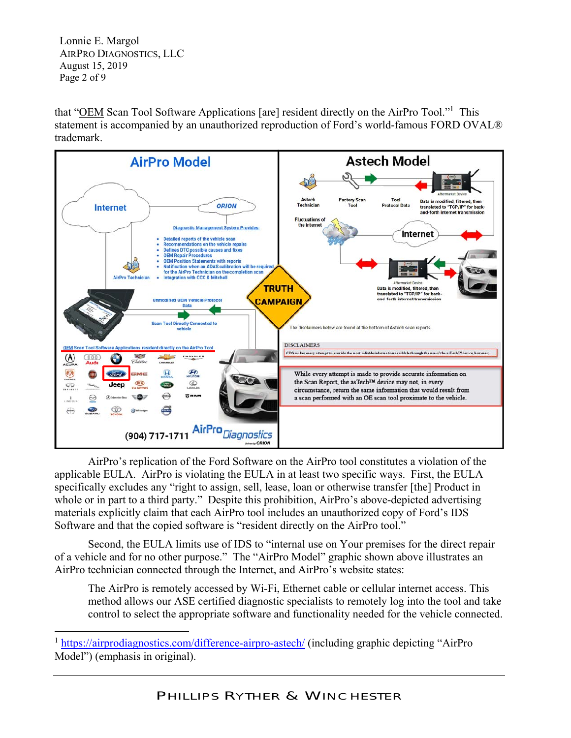that "OEM Scan Tool Software Applications [are] resident directly on the AirPro Tool."[1] This statement is accompanied by an unauthorized reproduction of Ford's world-famous FORD OVAL® trademark.

AirPro's replication of the Ford Software on the AirPro tool constitutes a violation of the applicable EULA. AirPro is violating the EULA in at least two specific ways. First, the EULA specifically excludes any "right to assign, sell, lease, loan or otherwise transfer [the] Product in whole or in part to a third party." Despite this prohibition, AirPro's above-depicted advertising materials explicitly claim that each AirPro tool includes an unauthorized copy of Ford's IDS Software and that the copied software is "resident directly on the AirPro tool."

Second, the EULA limits use of IDS to "internal use on Your premises for the direct repair of a vehicle and for no other purpose." The "AirPro Model" graphic shown above illustrates an AirPro technician connected through the Internet, and AirPro's website states:

> The AirPro is remotely accessed by Wi-Fi, Ethernet cable or cellular internet access. This method allows our ASE certified diagnostic specialists to remotely log into the tool and take control to select the appropriate software and functionality needed for the vehicle connected.

---

[1] https://airprodiagnostics.com/difference-airpro-astech/ (including graphic depicting "AirPro Model") (emphasis in original).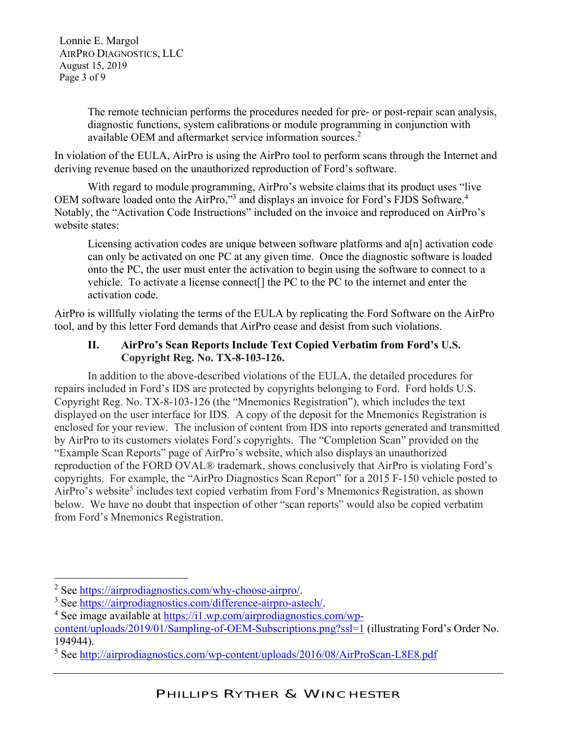> The remote technician performs the procedures needed for pre- or post-repair scan analysis, diagnostic functions, system calibrations or module programming in conjunction with available OEM and aftermarket service information sources.[2]

In violation of the EULA, AirPro is using the AirPro tool to perform scans through the Internet and deriving revenue based on the unauthorized reproduction of Ford's software.

With regard to module programming, AirPro's website claims that its product uses "live OEM software loaded onto the AirPro,"[3] and displays an invoice for Ford's FJDS Software.[4] Notably, the "Activation Code Instructions" included on the invoice and reproduced on AirPro's website states:

> Licensing activation codes are unique between software platforms and a[n] activation code can only be activated on one PC at any given time. Once the diagnostic software is loaded onto the PC, the user must enter the activation to begin using the software to connect to a vehicle. To activate a license connect[] the PC to the PC to the internet and enter the activation code.

AirPro is willfully violating the terms of the EULA by replicating the Ford Software on the AirPro tool, and by this letter Ford demands that AirPro cease and desist from such violations.

## II. AirPro's Scan Reports Include Text Copied Verbatim from Ford's U.S. Copyright Reg. No. TX-8-103-126.

In addition to the above-described violations of the EULA, the detailed procedures for repairs included in Ford's IDS are protected by copyrights belonging to Ford. Ford holds U.S. Copyright Reg. No. TX-8-103-126 (the "Mnemonics Registration"), which includes the text displayed on the user interface for IDS. A copy of the deposit for the Mnemonics Registration is enclosed for your review. The inclusion of content from IDS into reports generated and transmitted by AirPro to its customers violates Ford's copyrights. The "Completion Scan" provided on the "Example Scan Reports" page of AirPro's website, which also displays an unauthorized reproduction of the FORD OVAL® trademark, shows conclusively that AirPro is violating Ford's copyrights. For example, the "AirPro Diagnostics Scan Report" for a 2015 F-150 vehicle posted to AirPro's website[5] includes text copied verbatim from Ford's Mnemonics Registration, as shown below. We have no doubt that inspection of other "scan reports" would also be copied verbatim from Ford's Mnemonics Registration.

---

[2] See https://airprodiagnostics.com/why-choose-airpro/.

[3] See https://airprodiagnostics.com/difference-airpro-astech/.

[4] See image available at https://i1.wp.com/airprodiagnostics.com/wp-content/uploads/2019/01/Sampling-of-OEM-Subscriptions.png?ssl=1 (illustrating Ford's Order No. 194944).

[5] See http://airprodiagnostics.com/wp-content/uploads/2016/08/AirProScan-L8E8.pdf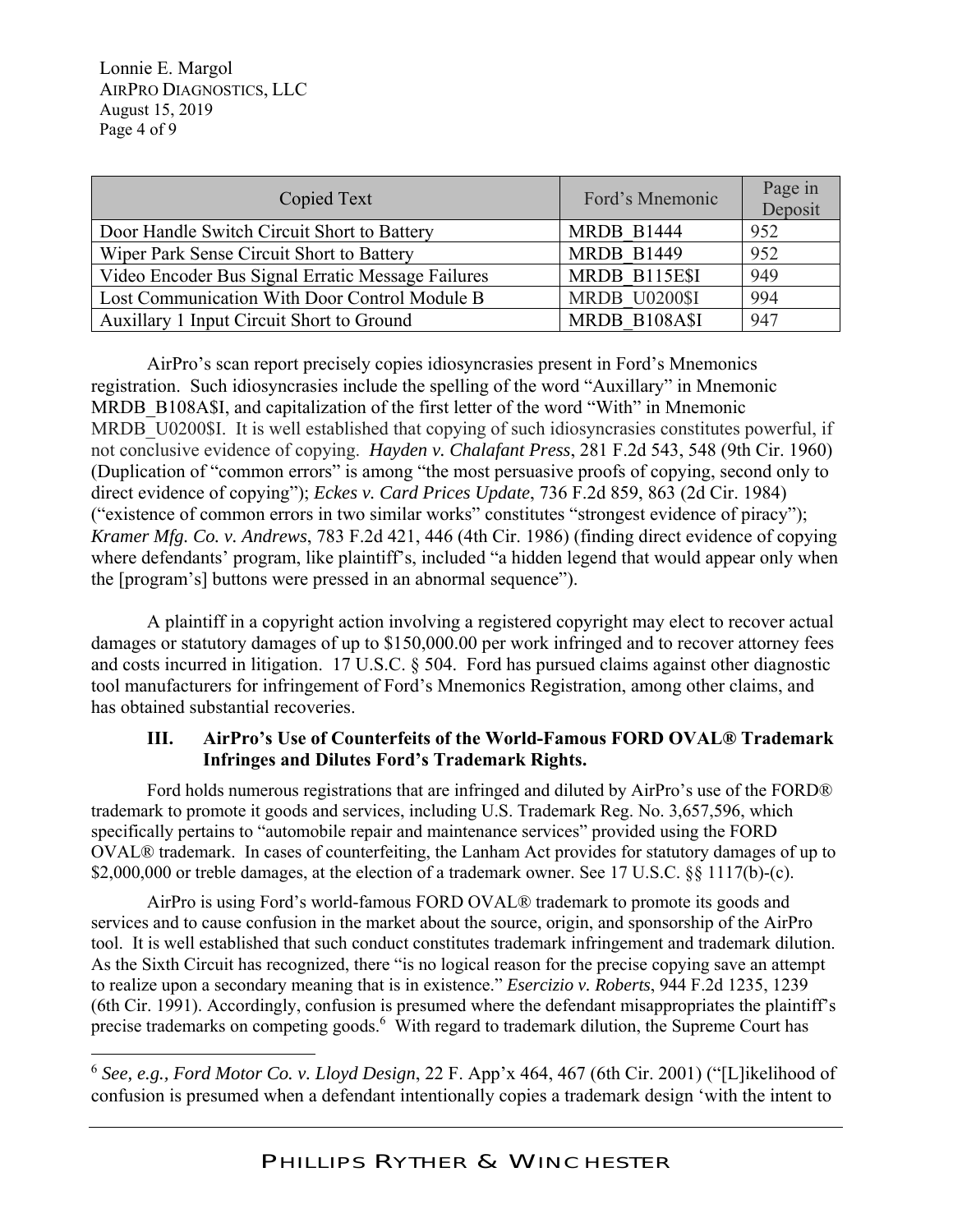| Copied Text | Ford's Mnemonic | Page in Deposit |
|---|---|---|
| Door Handle Switch Circuit Short to Battery | MRDB_B1444 | 952 |
| Wiper Park Sense Circuit Short to Battery | MRDB_B1449 | 952 |
| Video Encoder Bus Signal Erratic Message Failures | MRDB_B115E$I | 949 |
| Lost Communication With Door Control Module B | MRDB_U0200$I | 994 |
| Auxillary 1 Input Circuit Short to Ground | MRDB_B108A$I | 947 |

AirPro's scan report precisely copies idiosyncrasies present in Ford's Mnemonics registration. Such idiosyncrasies include the spelling of the word "Auxillary" in Mnemonic MRDB_B108A$I, and capitalization of the first letter of the word "With" in Mnemonic MRDB_U0200$I. It is well established that copying of such idiosyncrasies constitutes powerful, if not conclusive evidence of copying. *Hayden v. Chalafant Press*, 281 F.2d 543, 548 (9th Cir. 1960) (Duplication of "common errors" is among "the most persuasive proofs of copying, second only to direct evidence of copying"); *Eckes v. Card Prices Update*, 736 F.2d 859, 863 (2d Cir. 1984) ("existence of common errors in two similar works" constitutes "strongest evidence of piracy"); *Kramer Mfg. Co. v. Andrews*, 783 F.2d 421, 446 (4th Cir. 1986) (finding direct evidence of copying where defendants' program, like plaintiff's, included "a hidden legend that would appear only when the [program's] buttons were pressed in an abnormal sequence").

A plaintiff in a copyright action involving a registered copyright may elect to recover actual damages or statutory damages of up to $150,000.00 per work infringed and to recover attorney fees and costs incurred in litigation. 17 U.S.C. § 504. Ford has pursued claims against other diagnostic tool manufacturers for infringement of Ford's Mnemonics Registration, among other claims, and has obtained substantial recoveries.

### III. AirPro's Use of Counterfeits of the World-Famous FORD OVAL® Trademark Infringes and Dilutes Ford's Trademark Rights.

Ford holds numerous registrations that are infringed and diluted by AirPro's use of the FORD® trademark to promote it goods and services, including U.S. Trademark Reg. No. 3,657,596, which specifically pertains to "automobile repair and maintenance services" provided using the FORD OVAL® trademark. In cases of counterfeiting, the Lanham Act provides for statutory damages of up to $2,000,000 or treble damages, at the election of a trademark owner. See 17 U.S.C. §§ 1117(b)-(c).

AirPro is using Ford's world-famous FORD OVAL® trademark to promote its goods and services and to cause confusion in the market about the source, origin, and sponsorship of the AirPro tool. It is well established that such conduct constitutes trademark infringement and trademark dilution. As the Sixth Circuit has recognized, there "is no logical reason for the precise copying save an attempt to realize upon a secondary meaning that is in existence." *Esercizio v. Roberts*, 944 F.2d 1235, 1239 (6th Cir. 1991). Accordingly, confusion is presumed where the defendant misappropriates the plaintiff's precise trademarks on competing goods.[6] With regard to trademark dilution, the Supreme Court has

[6] *See, e.g., Ford Motor Co. v. Lloyd Design*, 22 F. App'x 464, 467 (6th Cir. 2001) ("[L]ikelihood of confusion is presumed when a defendant intentionally copies a trademark design 'with the intent to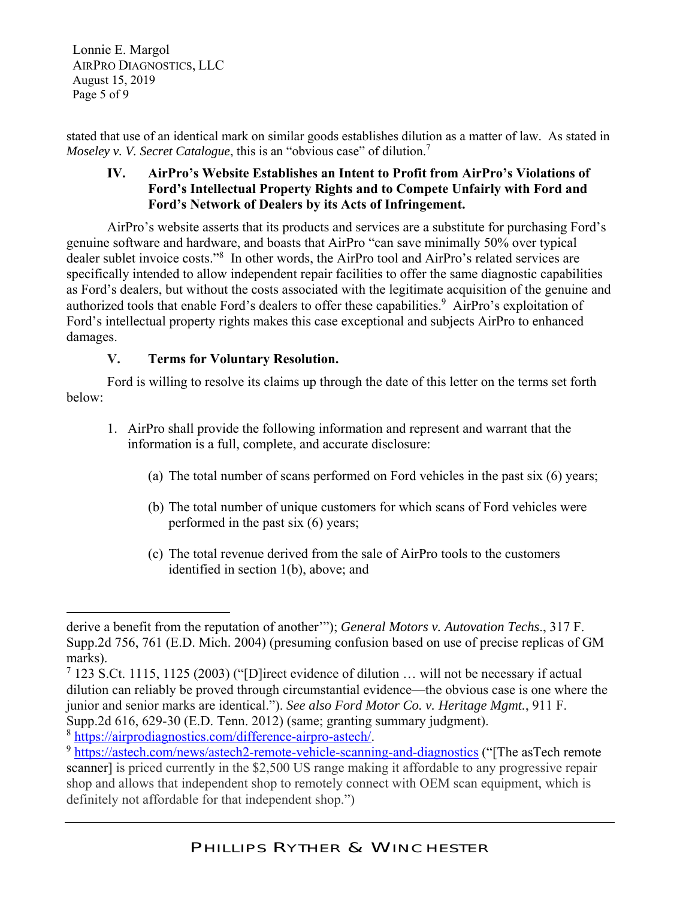stated that use of an identical mark on similar goods establishes dilution as a matter of law. As stated in *Moseley v. V. Secret Catalogue*, this is an "obvious case" of dilution.[7]

### IV. AirPro's Website Establishes an Intent to Profit from AirPro's Violations of Ford's Intellectual Property Rights and to Compete Unfairly with Ford and Ford's Network of Dealers by its Acts of Infringement.

AirPro's website asserts that its products and services are a substitute for purchasing Ford's genuine software and hardware, and boasts that AirPro "can save minimally 50% over typical dealer sublet invoice costs."[8] In other words, the AirPro tool and AirPro's related services are specifically intended to allow independent repair facilities to offer the same diagnostic capabilities as Ford's dealers, but without the costs associated with the legitimate acquisition of the genuine and authorized tools that enable Ford's dealers to offer these capabilities.[9] AirPro's exploitation of Ford's intellectual property rights makes this case exceptional and subjects AirPro to enhanced damages.

### V. Terms for Voluntary Resolution.

Ford is willing to resolve its claims up through the date of this letter on the terms set forth below:

1. AirPro shall provide the following information and represent and warrant that the information is a full, complete, and accurate disclosure:

   (a) The total number of scans performed on Ford vehicles in the past six (6) years;

   (b) The total number of unique customers for which scans of Ford vehicles were performed in the past six (6) years;

   (c) The total revenue derived from the sale of AirPro tools to the customers identified in section 1(b), above; and

---

derive a benefit from the reputation of another'"); *General Motors v. Autovation Techs*., 317 F. Supp.2d 756, 761 (E.D. Mich. 2004) (presuming confusion based on use of precise replicas of GM marks).

[7] 123 S.Ct. 1115, 1125 (2003) ("[D]irect evidence of dilution … will not be necessary if actual dilution can reliably be proved through circumstantial evidence—the obvious case is one where the junior and senior marks are identical."). *See also Ford Motor Co. v. Heritage Mgmt.*, 911 F. Supp.2d 616, 629-30 (E.D. Tenn. 2012) (same; granting summary judgment).

[8] https://airprodiagnostics.com/difference-airpro-astech/.

[9] https://astech.com/news/astech2-remote-vehicle-scanning-and-diagnostics ("[The asTech remote scanner] is priced currently in the $2,500 US range making it affordable to any progressive repair shop and allows that independent shop to remotely connect with OEM scan equipment, which is definitely not affordable for that independent shop.")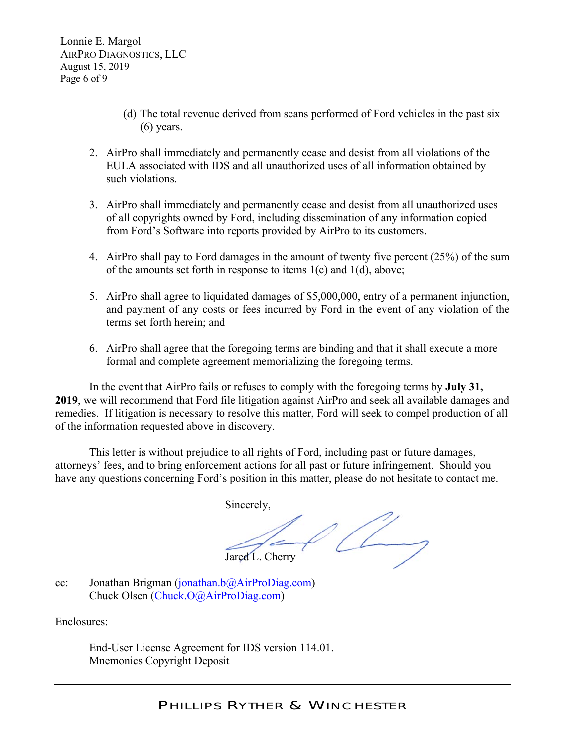(d) The total revenue derived from scans performed of Ford vehicles in the past six (6) years.

2. AirPro shall immediately and permanently cease and desist from all violations of the EULA associated with IDS and all unauthorized uses of all information obtained by such violations.

3. AirPro shall immediately and permanently cease and desist from all unauthorized uses of all copyrights owned by Ford, including dissemination of any information copied from Ford's Software into reports provided by AirPro to its customers.

4. AirPro shall pay to Ford damages in the amount of twenty five percent (25%) of the sum of the amounts set forth in response to items 1(c) and 1(d), above;

5. AirPro shall agree to liquidated damages of $5,000,000, entry of a permanent injunction, and payment of any costs or fees incurred by Ford in the event of any violation of the terms set forth herein; and

6. AirPro shall agree that the foregoing terms are binding and that it shall execute a more formal and complete agreement memorializing the foregoing terms.

In the event that AirPro fails or refuses to comply with the foregoing terms by **July 31, 2019**, we will recommend that Ford file litigation against AirPro and seek all available damages and remedies. If litigation is necessary to resolve this matter, Ford will seek to compel production of all of the information requested above in discovery.

This letter is without prejudice to all rights of Ford, including past or future damages, attorneys' fees, and to bring enforcement actions for all past or future infringement. Should you have any questions concerning Ford's position in this matter, please do not hesitate to contact me.

Sincerely,

Jared L. Cherry

cc: Jonathan Brigman (jonathan.b@AirProDiag.com)
Chuck Olsen (Chuck.O@AirProDiag.com)

Enclosures:

End-User License Agreement for IDS version 114.01.
Mnemonics Copyright Deposit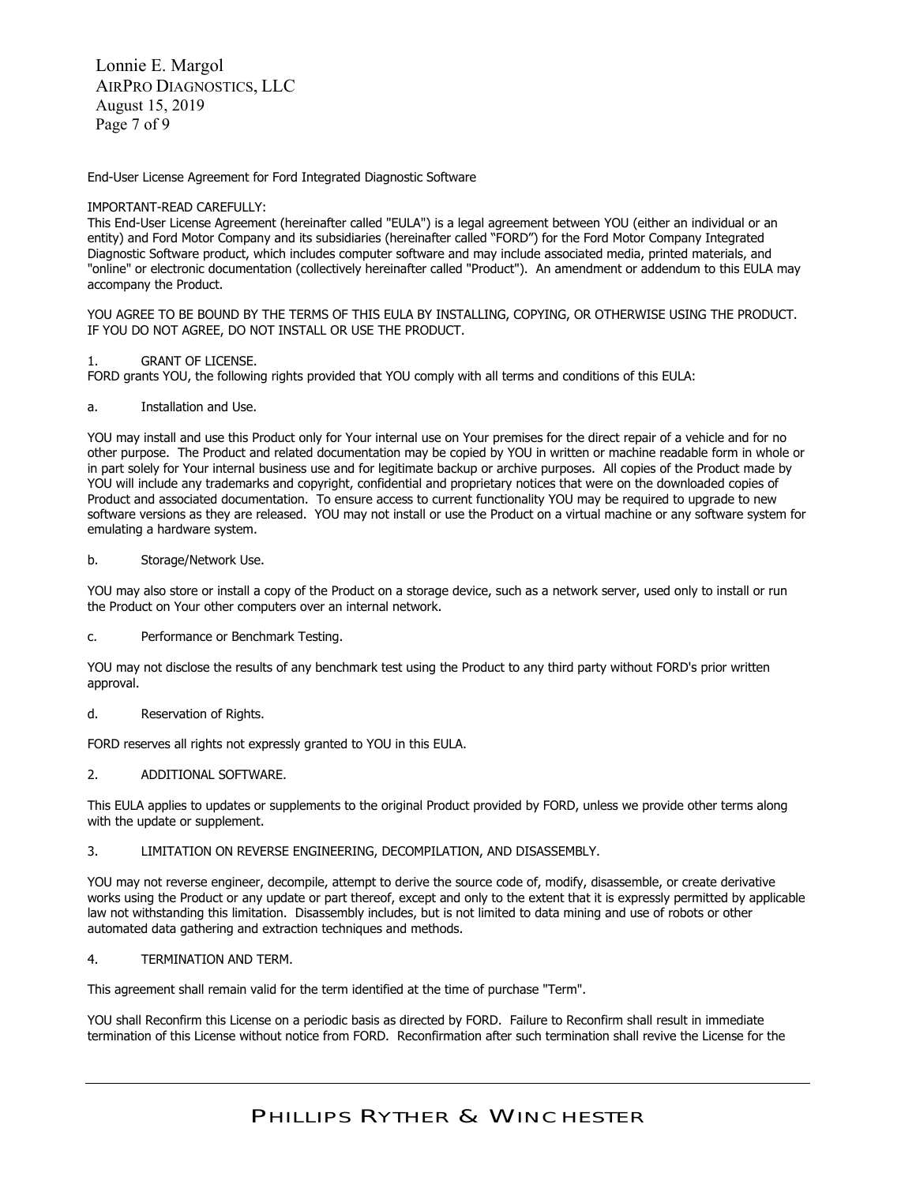End-User License Agreement for Ford Integrated Diagnostic Software

IMPORTANT-READ CAREFULLY:
This End-User License Agreement (hereinafter called "EULA") is a legal agreement between YOU (either an individual or an entity) and Ford Motor Company and its subsidiaries (hereinafter called "FORD") for the Ford Motor Company Integrated Diagnostic Software product, which includes computer software and may include associated media, printed materials, and "online" or electronic documentation (collectively hereinafter called "Product"). An amendment or addendum to this EULA may accompany the Product.

YOU AGREE TO BE BOUND BY THE TERMS OF THIS EULA BY INSTALLING, COPYING, OR OTHERWISE USING THE PRODUCT. IF YOU DO NOT AGREE, DO NOT INSTALL OR USE THE PRODUCT.

1. GRANT OF LICENSE.
FORD grants YOU, the following rights provided that YOU comply with all terms and conditions of this EULA:

a. Installation and Use.

YOU may install and use this Product only for Your internal use on Your premises for the direct repair of a vehicle and for no other purpose. The Product and related documentation may be copied by YOU in written or machine readable form in whole or in part solely for Your internal business use and for legitimate backup or archive purposes. All copies of the Product made by YOU will include any trademarks and copyright, confidential and proprietary notices that were on the downloaded copies of Product and associated documentation. To ensure access to current functionality YOU may be required to upgrade to new software versions as they are released. YOU may not install or use the Product on a virtual machine or any software system for emulating a hardware system.

b. Storage/Network Use.

YOU may also store or install a copy of the Product on a storage device, such as a network server, used only to install or run the Product on Your other computers over an internal network.

c. Performance or Benchmark Testing.

YOU may not disclose the results of any benchmark test using the Product to any third party without FORD's prior written approval.

d. Reservation of Rights.

FORD reserves all rights not expressly granted to YOU in this EULA.

2. ADDITIONAL SOFTWARE.

This EULA applies to updates or supplements to the original Product provided by FORD, unless we provide other terms along with the update or supplement.

3. LIMITATION ON REVERSE ENGINEERING, DECOMPILATION, AND DISASSEMBLY.

YOU may not reverse engineer, decompile, attempt to derive the source code of, modify, disassemble, or create derivative works using the Product or any update or part thereof, except and only to the extent that it is expressly permitted by applicable law not withstanding this limitation. Disassembly includes, but is not limited to data mining and use of robots or other automated data gathering and extraction techniques and methods.

4. TERMINATION AND TERM.

This agreement shall remain valid for the term identified at the time of purchase "Term".

YOU shall Reconfirm this License on a periodic basis as directed by FORD. Failure to Reconfirm shall result in immediate termination of this License without notice from FORD. Reconfirmation after such termination shall revive the License for the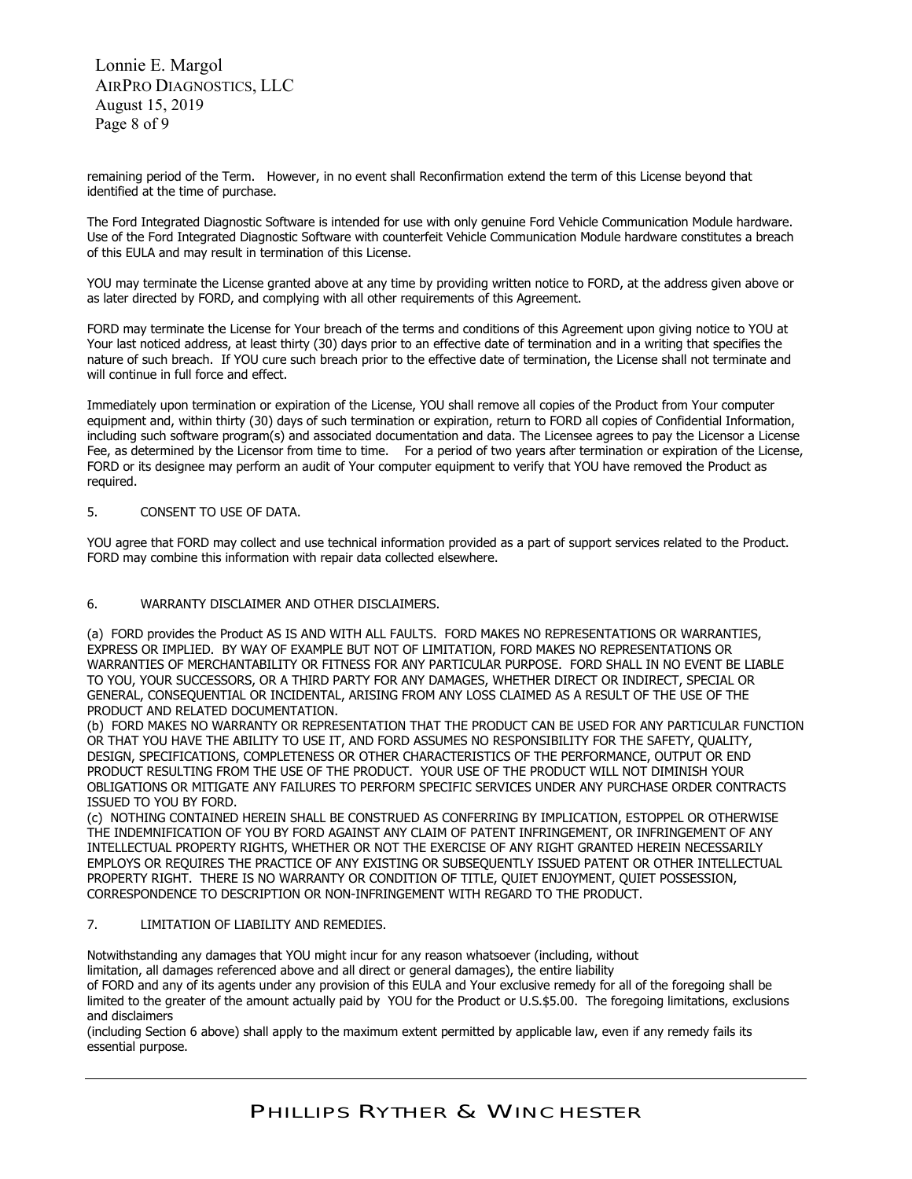remaining period of the Term. However, in no event shall Reconfirmation extend the term of this License beyond that identified at the time of purchase.

The Ford Integrated Diagnostic Software is intended for use with only genuine Ford Vehicle Communication Module hardware. Use of the Ford Integrated Diagnostic Software with counterfeit Vehicle Communication Module hardware constitutes a breach of this EULA and may result in termination of this License.

YOU may terminate the License granted above at any time by providing written notice to FORD, at the address given above or as later directed by FORD, and complying with all other requirements of this Agreement.

FORD may terminate the License for Your breach of the terms and conditions of this Agreement upon giving notice to YOU at Your last noticed address, at least thirty (30) days prior to an effective date of termination and in a writing that specifies the nature of such breach. If YOU cure such breach prior to the effective date of termination, the License shall not terminate and will continue in full force and effect.

Immediately upon termination or expiration of the License, YOU shall remove all copies of the Product from Your computer equipment and, within thirty (30) days of such termination or expiration, return to FORD all copies of Confidential Information, including such software program(s) and associated documentation and data. The Licensee agrees to pay the Licensor a License Fee, as determined by the Licensor from time to time. For a period of two years after termination or expiration of the License, FORD or its designee may perform an audit of Your computer equipment to verify that YOU have removed the Product as required.

5. CONSENT TO USE OF DATA.

YOU agree that FORD may collect and use technical information provided as a part of support services related to the Product. FORD may combine this information with repair data collected elsewhere.

6. WARRANTY DISCLAIMER AND OTHER DISCLAIMERS.

(a) FORD provides the Product AS IS AND WITH ALL FAULTS. FORD MAKES NO REPRESENTATIONS OR WARRANTIES, EXPRESS OR IMPLIED. BY WAY OF EXAMPLE BUT NOT OF LIMITATION, FORD MAKES NO REPRESENTATIONS OR WARRANTIES OF MERCHANTABILITY OR FITNESS FOR ANY PARTICULAR PURPOSE. FORD SHALL IN NO EVENT BE LIABLE TO YOU, YOUR SUCCESSORS, OR A THIRD PARTY FOR ANY DAMAGES, WHETHER DIRECT OR INDIRECT, SPECIAL OR GENERAL, CONSEQUENTIAL OR INCIDENTAL, ARISING FROM ANY LOSS CLAIMED AS A RESULT OF THE USE OF THE PRODUCT AND RELATED DOCUMENTATION.

(b) FORD MAKES NO WARRANTY OR REPRESENTATION THAT THE PRODUCT CAN BE USED FOR ANY PARTICULAR FUNCTION OR THAT YOU HAVE THE ABILITY TO USE IT, AND FORD ASSUMES NO RESPONSIBILITY FOR THE SAFETY, QUALITY, DESIGN, SPECIFICATIONS, COMPLETENESS OR OTHER CHARACTERISTICS OF THE PERFORMANCE, OUTPUT OR END PRODUCT RESULTING FROM THE USE OF THE PRODUCT. YOUR USE OF THE PRODUCT WILL NOT DIMINISH YOUR OBLIGATIONS OR MITIGATE ANY FAILURES TO PERFORM SPECIFIC SERVICES UNDER ANY PURCHASE ORDER CONTRACTS ISSUED TO YOU BY FORD.

(c) NOTHING CONTAINED HEREIN SHALL BE CONSTRUED AS CONFERRING BY IMPLICATION, ESTOPPEL OR OTHERWISE THE INDEMNIFICATION OF YOU BY FORD AGAINST ANY CLAIM OF PATENT INFRINGEMENT, OR INFRINGEMENT OF ANY INTELLECTUAL PROPERTY RIGHTS, WHETHER OR NOT THE EXERCISE OF ANY RIGHT GRANTED HEREIN NECESSARILY EMPLOYS OR REQUIRES THE PRACTICE OF ANY EXISTING OR SUBSEQUENTLY ISSUED PATENT OR OTHER INTELLECTUAL PROPERTY RIGHT. THERE IS NO WARRANTY OR CONDITION OF TITLE, QUIET ENJOYMENT, QUIET POSSESSION, CORRESPONDENCE TO DESCRIPTION OR NON-INFRINGEMENT WITH REGARD TO THE PRODUCT.

7. LIMITATION OF LIABILITY AND REMEDIES.

Notwithstanding any damages that YOU might incur for any reason whatsoever (including, without limitation, all damages referenced above and all direct or general damages), the entire liability of FORD and any of its agents under any provision of this EULA and Your exclusive remedy for all of the foregoing shall be limited to the greater of the amount actually paid by YOU for the Product or U.S.$5.00. The foregoing limitations, exclusions and disclaimers (including Section 6 above) shall apply to the maximum extent permitted by applicable law, even if any remedy fails its essential purpose.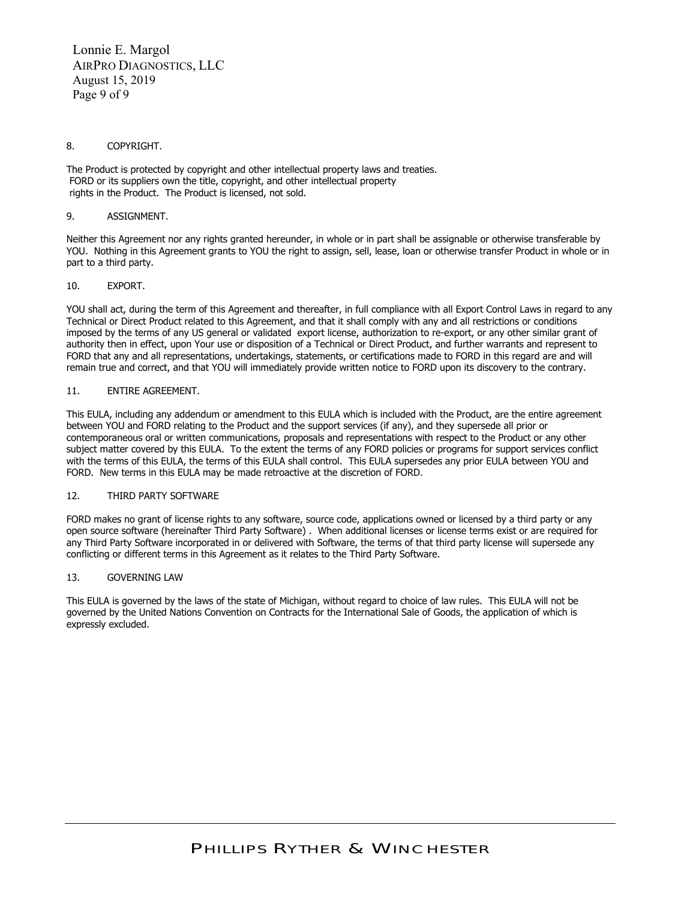8. COPYRIGHT.

The Product is protected by copyright and other intellectual property laws and treaties. FORD or its suppliers own the title, copyright, and other intellectual property rights in the Product. The Product is licensed, not sold.

9. ASSIGNMENT.

Neither this Agreement nor any rights granted hereunder, in whole or in part shall be assignable or otherwise transferable by YOU. Nothing in this Agreement grants to YOU the right to assign, sell, lease, loan or otherwise transfer Product in whole or in part to a third party.

10. EXPORT.

YOU shall act, during the term of this Agreement and thereafter, in full compliance with all Export Control Laws in regard to any Technical or Direct Product related to this Agreement, and that it shall comply with any and all restrictions or conditions imposed by the terms of any US general or validated export license, authorization to re-export, or any other similar grant of authority then in effect, upon Your use or disposition of a Technical or Direct Product, and further warrants and represent to FORD that any and all representations, undertakings, statements, or certifications made to FORD in this regard are and will remain true and correct, and that YOU will immediately provide written notice to FORD upon its discovery to the contrary.

11. ENTIRE AGREEMENT.

This EULA, including any addendum or amendment to this EULA which is included with the Product, are the entire agreement between YOU and FORD relating to the Product and the support services (if any), and they supersede all prior or contemporaneous oral or written communications, proposals and representations with respect to the Product or any other subject matter covered by this EULA. To the extent the terms of any FORD policies or programs for support services conflict with the terms of this EULA, the terms of this EULA shall control. This EULA supersedes any prior EULA between YOU and FORD. New terms in this EULA may be made retroactive at the discretion of FORD.

12. THIRD PARTY SOFTWARE

FORD makes no grant of license rights to any software, source code, applications owned or licensed by a third party or any open source software (hereinafter Third Party Software) . When additional licenses or license terms exist or are required for any Third Party Software incorporated in or delivered with Software, the terms of that third party license will supersede any conflicting or different terms in this Agreement as it relates to the Third Party Software.

13. GOVERNING LAW

This EULA is governed by the laws of the state of Michigan, without regard to choice of law rules. This EULA will not be governed by the United Nations Convention on Contracts for the International Sale of Goods, the application of which is expressly excluded.